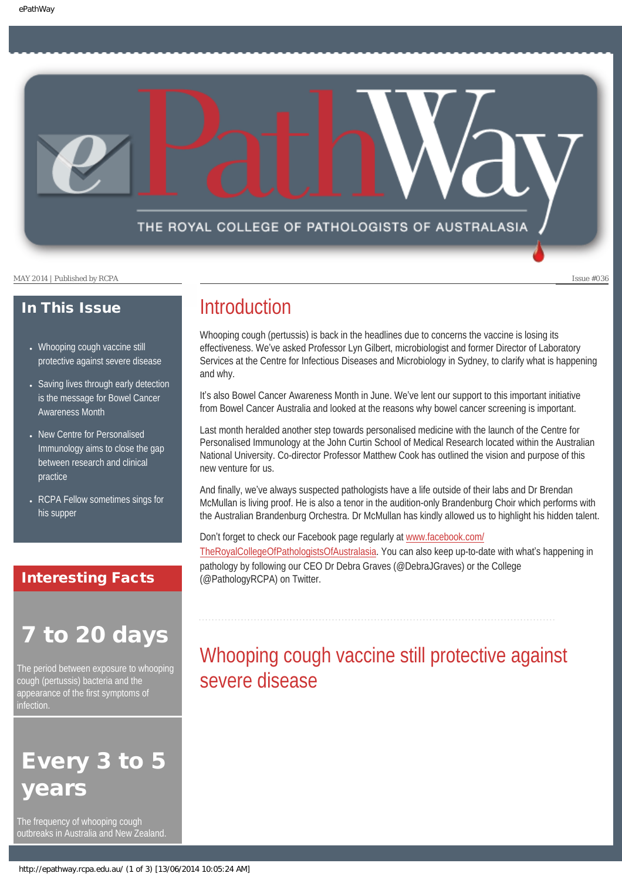# ePathWay

THE ROYAL COLLEGE OF PATHOLOGISTS OF AUSTRALASIA

MAY 2014 | Published by RCPA

Issue #036

## In This Issue

- Whooping cough vaccine still protective against severe disease
- Saving lives through early detection is the message for Bowel Cancer Awareness Month
- New Centre for Personalised Immunology aims to close the gap between research and clinical practice
- RCPA Fellow sometimes sings for his supper

## Interesting Facts

### 7 to 20 days

The period between exposure to whooping cough (pertussis) bacteria and the appearance of the first symptoms of infection.

### Every 3 to 5 years

The frequency of whooping cough outbreaks in Australia and New Zealand.

## Introduction

Whooping cough (pertussis) is back in the headlines due to concerns the vaccine is losing its effectiveness. We've asked Professor Lyn Gilbert, microbiologist and former Director of Laboratory Services at the Centre for Infectious Diseases and Microbiology in Sydney, to clarify what is happening and why.

It's also Bowel Cancer Awareness Month in June. We've lent our support to this important initiative from Bowel Cancer Australia and looked at the reasons why bowel cancer screening is important.

Last month heralded another step towards personalised medicine with the launch of the Centre for Personalised Immunology at the John Curtin School of Medical Research located within the Australian National University. Co-director Professor Matthew Cook has outlined the vision and purpose of this new venture for us.

And finally, we've always suspected pathologists have a life outside of their labs and Dr Brendan McMullan is living proof. He is also a tenor in the audition-only Brandenburg Choir which performs with the Australian Brandenburg Orchestra. Dr McMullan has kindly allowed us to highlight his hidden talent.

Don't forget to check our Facebook page regularly at www.facebook.com/TheRoyalCollegeOfPathologistsOfAustralasia. You can also keep up-to-date with what's happening in pathology by following our CEO Dr Debra Graves (@DebraJGraves) or the College (@PathologyRCPA) on Twitter.

## Whooping cough vaccine still protective against severe disease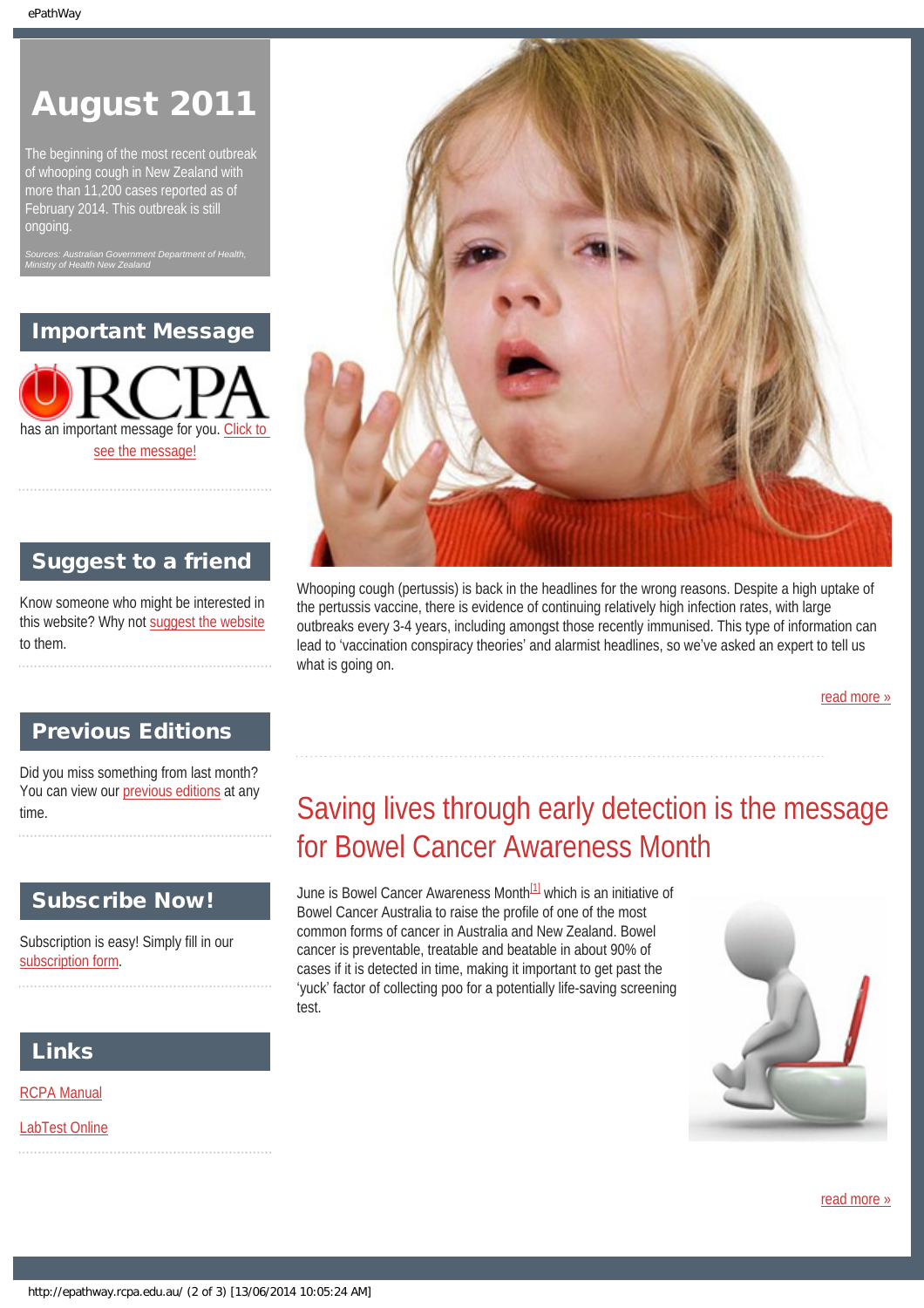# August 2011

The beginning of the most recent outbreak of whooping cough in New Zealand with more than 11,200 cases reported as of February 2014. This outbreak is still ongoing.

*Sources: Australian Government Department of Health, Ministry of Health New Zealand*

## Important Message

RCPA has an important message for you. Click to see the message!

## Suggest to a friend

Know someone who might be interested in this website? Why not suggest the website to them.

## Previous Editions

Did you miss something from last month? You can view our previous editions at any time.

## Subscribe Now!

Subscription is easy! Simply fill in our subscription form.

## Links

RCPA Manual

LabTest Online

Whooping cough (pertussis) is back in the headlines for the wrong reasons. Despite a high uptake of the pertussis vaccine, there is evidence of continuing relatively high infection rates, with large outbreaks every 3-4 years, including amongst those recently immunised. This type of information can lead to 'vaccination conspiracy theories' and alarmist headlines, so we've asked an expert to tell us what is going on.

read more »

## Saving lives through early detection is the message for Bowel Cancer Awareness Month

June is Bowel Cancer Awareness Month[1] which is an initiative of Bowel Cancer Australia to raise the profile of one of the most common forms of cancer in Australia and New Zealand. Bowel cancer is preventable, treatable and beatable in about 90% of cases if it is detected in time, making it important to get past the 'yuck' factor of collecting poo for a potentially life-saving screening test.

read more »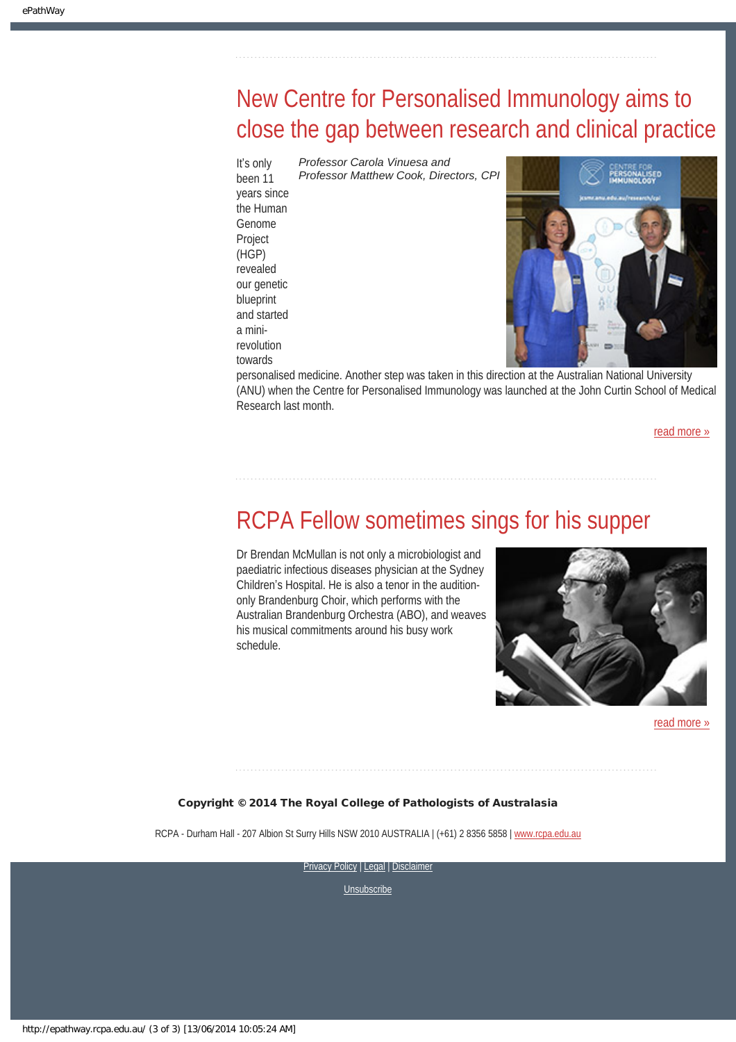## New Centre for Personalised Immunology aims to close the gap between research and clinical practice

*Professor Carola Vinuesa and Professor Matthew Cook, Directors, CPI*

It's only been 11 years since the Human Genome Project (HGP) revealed our genetic blueprint and started a mini-revolution towards personalised medicine. Another step was taken in this direction at the Australian National University (ANU) when the Centre for Personalised Immunology was launched at the John Curtin School of Medical Research last month.

read more »

## RCPA Fellow sometimes sings for his supper

Dr Brendan McMullan is not only a microbiologist and paediatric infectious diseases physician at the Sydney Children's Hospital. He is also a tenor in the audition-only Brandenburg Choir, which performs with the Australian Brandenburg Orchestra (ABO), and weaves his musical commitments around his busy work schedule.

read more »

**Copyright © 2014 The Royal College of Pathologists of Australasia**

RCPA - Durham Hall - 207 Albion St Surry Hills NSW 2010 AUSTRALIA | (+61) 2 8356 5858 | www.rcpa.edu.au

Privacy Policy | Legal | Disclaimer

Unsubscribe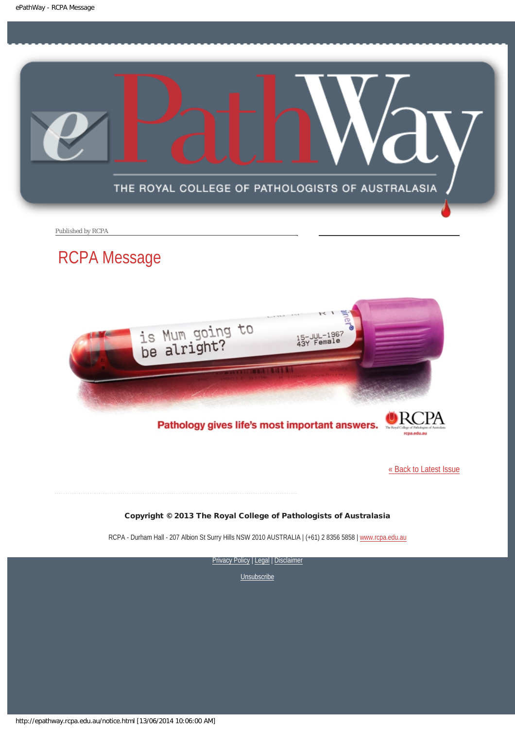Published by RCPA

# RCPA Message

is Mum going to be alright?

15-JUL-1967
43Y Female

Pathology gives life's most important answers.

RCPA
The Royal College of Pathologists of Australasia
rcpa.edu.au

[« Back to Latest Issue]

**Copyright © 2013 The Royal College of Pathologists of Australasia**

RCPA - Durham Hall - 207 Albion St Surry Hills NSW 2010 AUSTRALIA | (+61) 2 8356 5858 | www.rcpa.edu.au

Privacy Policy | Legal | Disclaimer

Unsubscribe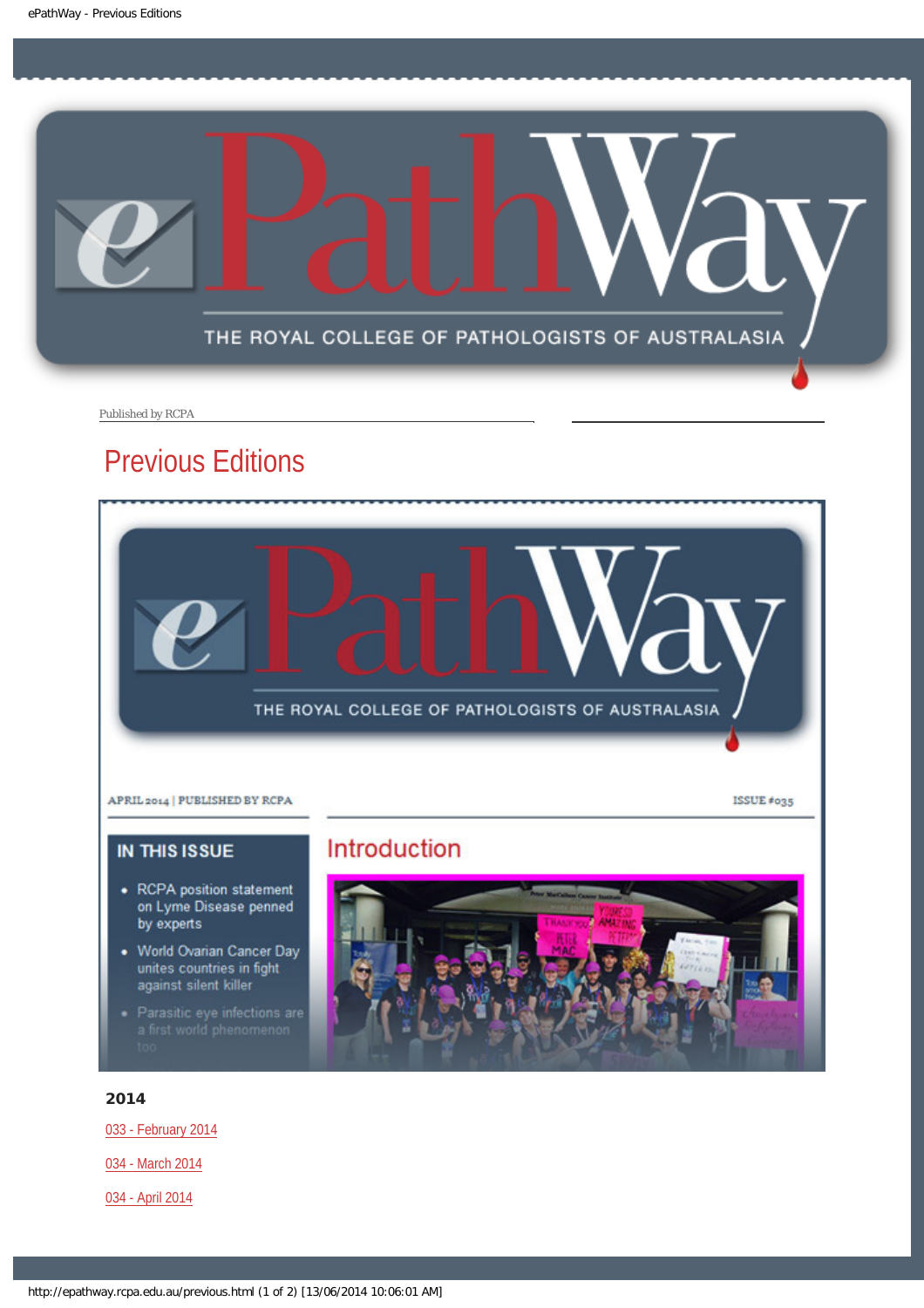Published by RCPA

# Previous Editions

APRIL 2014 | PUBLISHED BY RCPA

ISSUE #035

**IN THIS ISSUE**

- RCPA position statement on Lyme Disease penned by experts
- World Ovarian Cancer Day unites countries in fight against silent killer
- Parasitic eye infections are a first world phenomenon too

## Introduction

### 2014

033 - February 2014

034 - March 2014

034 - April 2014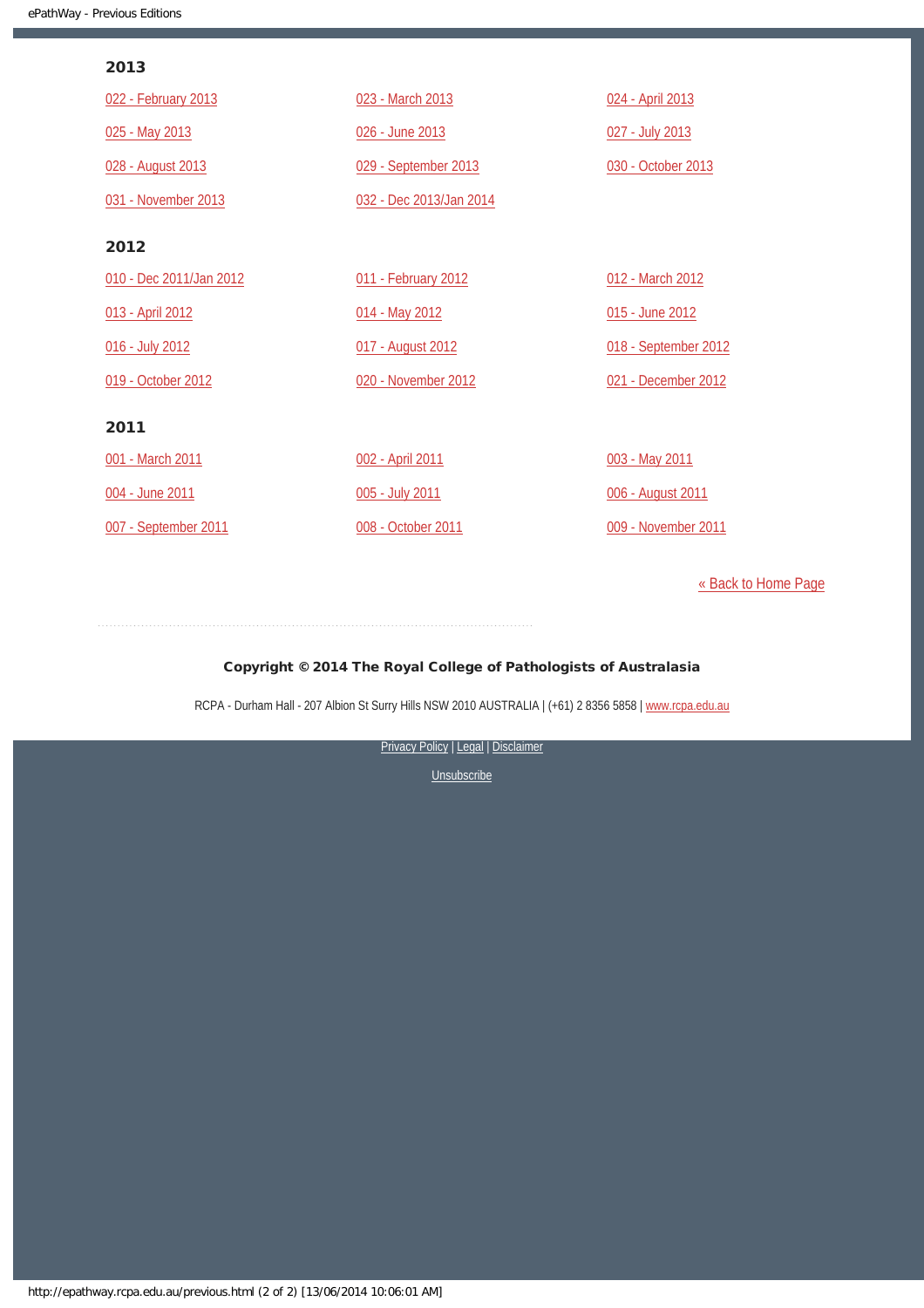## 2013

- 022 - February 2013
- 023 - March 2013
- 024 - April 2013
- 025 - May 2013
- 026 - June 2013
- 027 - July 2013
- 028 - August 2013
- 029 - September 2013
- 030 - October 2013
- 031 - November 2013
- 032 - Dec 2013/Jan 2014

## 2012

- 010 - Dec 2011/Jan 2012
- 011 - February 2012
- 012 - March 2012
- 013 - April 2012
- 014 - May 2012
- 015 - June 2012
- 016 - July 2012
- 017 - August 2012
- 018 - September 2012
- 019 - October 2012
- 020 - November 2012
- 021 - December 2012

## 2011

- 001 - March 2011
- 002 - April 2011
- 003 - May 2011
- 004 - June 2011
- 005 - July 2011
- 006 - August 2011
- 007 - September 2011
- 008 - October 2011
- 009 - November 2011

« Back to Home Page

**Copyright © 2014 The Royal College of Pathologists of Australasia**

RCPA - Durham Hall - 207 Albion St Surry Hills NSW 2010 AUSTRALIA | (+61) 2 8356 5858 | www.rcpa.edu.au

Privacy Policy | Legal | Disclaimer

Unsubscribe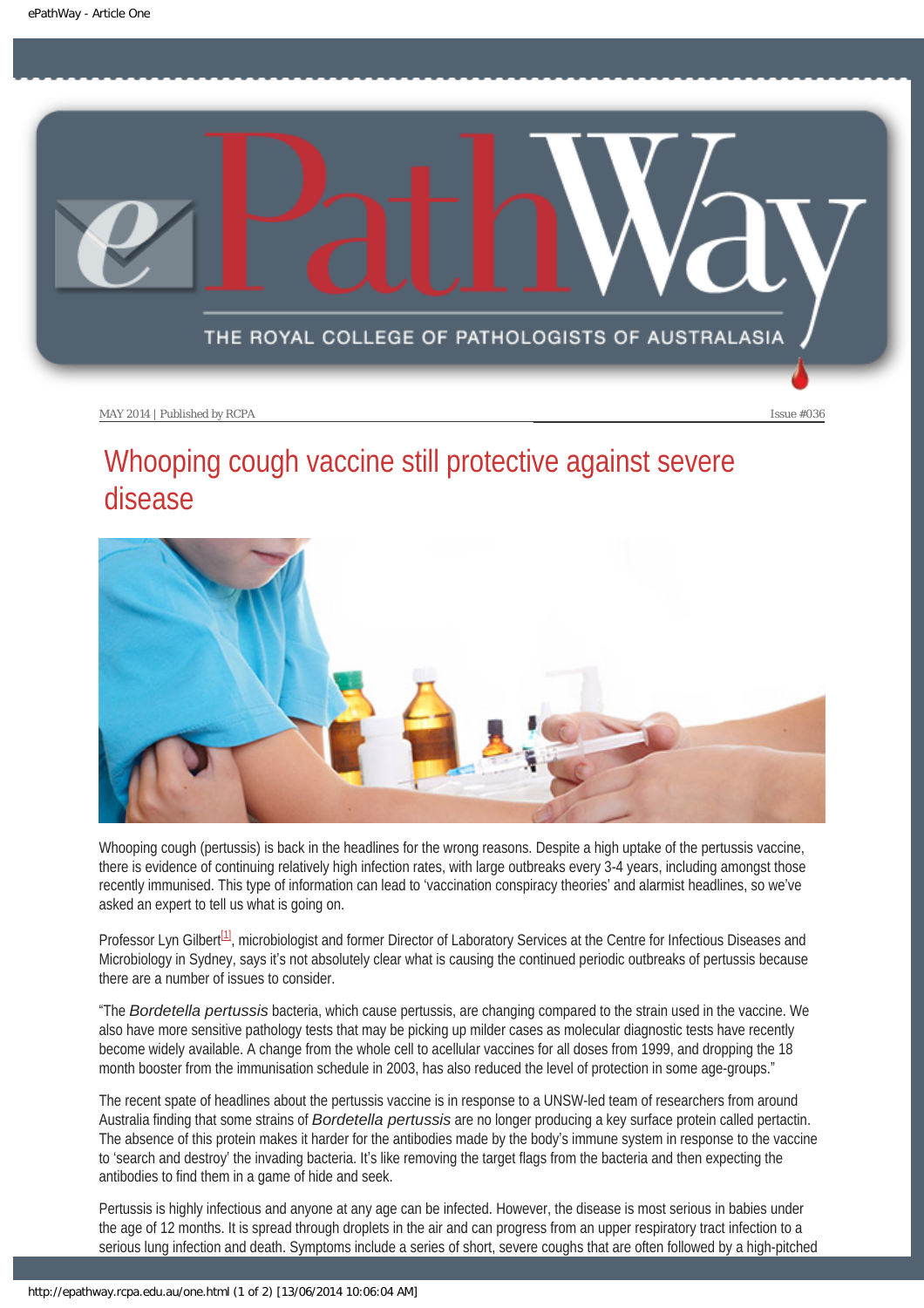MAY 2014 | Published by RCPA

Issue #036

# Whooping cough vaccine still protective against severe disease

Whooping cough (pertussis) is back in the headlines for the wrong reasons. Despite a high uptake of the pertussis vaccine, there is evidence of continuing relatively high infection rates, with large outbreaks every 3-4 years, including amongst those recently immunised. This type of information can lead to 'vaccination conspiracy theories' and alarmist headlines, so we've asked an expert to tell us what is going on.

Professor Lyn Gilbert[1], microbiologist and former Director of Laboratory Services at the Centre for Infectious Diseases and Microbiology in Sydney, says it's not absolutely clear what is causing the continued periodic outbreaks of pertussis because there are a number of issues to consider.

"The *Bordetella pertussis* bacteria, which cause pertussis, are changing compared to the strain used in the vaccine. We also have more sensitive pathology tests that may be picking up milder cases as molecular diagnostic tests have recently become widely available. A change from the whole cell to acellular vaccines for all doses from 1999, and dropping the 18 month booster from the immunisation schedule in 2003, has also reduced the level of protection in some age-groups."

The recent spate of headlines about the pertussis vaccine is in response to a UNSW-led team of researchers from around Australia finding that some strains of *Bordetella pertussis* are no longer producing a key surface protein called pertactin. The absence of this protein makes it harder for the antibodies made by the body's immune system in response to the vaccine to 'search and destroy' the invading bacteria. It's like removing the target flags from the bacteria and then expecting the antibodies to find them in a game of hide and seek.

Pertussis is highly infectious and anyone at any age can be infected. However, the disease is most serious in babies under the age of 12 months. It is spread through droplets in the air and can progress from an upper respiratory tract infection to a serious lung infection and death. Symptoms include a series of short, severe coughs that are often followed by a high-pitched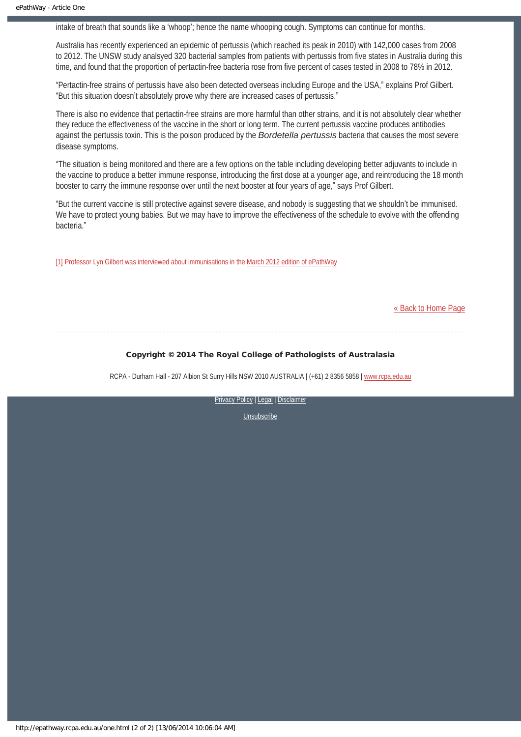intake of breath that sounds like a 'whoop'; hence the name whooping cough. Symptoms can continue for months.

Australia has recently experienced an epidemic of pertussis (which reached its peak in 2010) with 142,000 cases from 2008 to 2012. The UNSW study analsyed 320 bacterial samples from patients with pertussis from five states in Australia during this time, and found that the proportion of pertactin-free bacteria rose from five percent of cases tested in 2008 to 78% in 2012.

"Pertactin-free strains of pertussis have also been detected overseas including Europe and the USA," explains Prof Gilbert. "But this situation doesn't absolutely prove why there are increased cases of pertussis."

There is also no evidence that pertactin-free strains are more harmful than other strains, and it is not absolutely clear whether they reduce the effectiveness of the vaccine in the short or long term. The current pertussis vaccine produces antibodies against the pertussis toxin. This is the poison produced by the *Bordetella pertussis* bacteria that causes the most severe disease symptoms.

"The situation is being monitored and there are a few options on the table including developing better adjuvants to include in the vaccine to produce a better immune response, introducing the first dose at a younger age, and reintroducing the 18 month booster to carry the immune response over until the next booster at four years of age," says Prof Gilbert.

"But the current vaccine is still protective against severe disease, and nobody is suggesting that we shouldn't be immunised. We have to protect young babies. But we may have to improve the effectiveness of the schedule to evolve with the offending bacteria."

[1] Professor Lyn Gilbert was interviewed about immunisations in the March 2012 edition of ePathWay

« Back to Home Page

**Copyright © 2014 The Royal College of Pathologists of Australasia**

RCPA - Durham Hall - 207 Albion St Surry Hills NSW 2010 AUSTRALIA | (+61) 2 8356 5858 | www.rcpa.edu.au

Privacy Policy | Legal | Disclaimer

Unsubscribe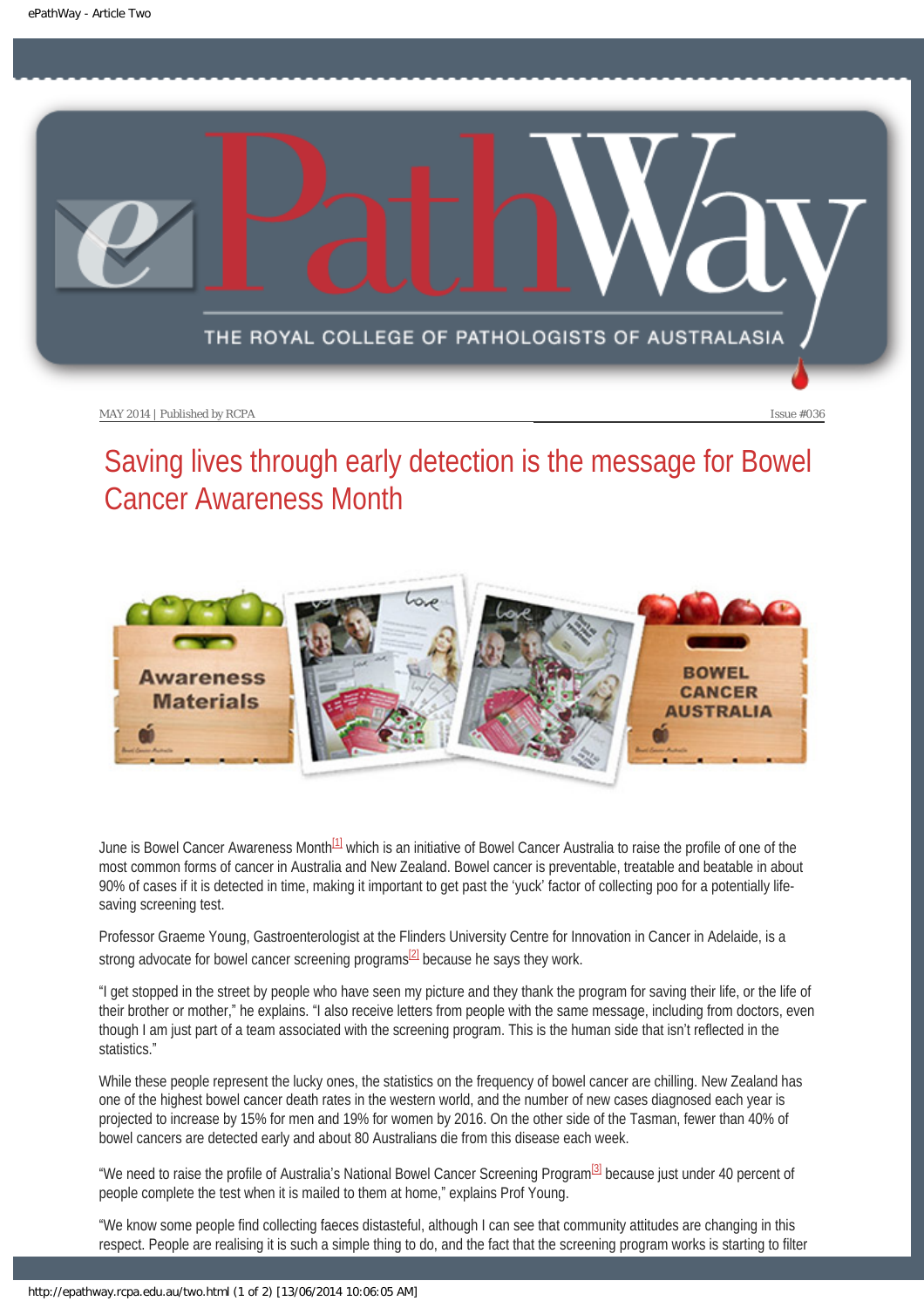MAY 2014 | Published by RCPA

Issue #036

# Saving lives through early detection is the message for Bowel Cancer Awareness Month

June is Bowel Cancer Awareness Month[1] which is an initiative of Bowel Cancer Australia to raise the profile of one of the most common forms of cancer in Australia and New Zealand. Bowel cancer is preventable, treatable and beatable in about 90% of cases if it is detected in time, making it important to get past the 'yuck' factor of collecting poo for a potentially life-saving screening test.

Professor Graeme Young, Gastroenterologist at the Flinders University Centre for Innovation in Cancer in Adelaide, is a strong advocate for bowel cancer screening programs[2] because he says they work.

"I get stopped in the street by people who have seen my picture and they thank the program for saving their life, or the life of their brother or mother," he explains. "I also receive letters from people with the same message, including from doctors, even though I am just part of a team associated with the screening program. This is the human side that isn't reflected in the statistics."

While these people represent the lucky ones, the statistics on the frequency of bowel cancer are chilling. New Zealand has one of the highest bowel cancer death rates in the western world, and the number of new cases diagnosed each year is projected to increase by 15% for men and 19% for women by 2016. On the other side of the Tasman, fewer than 40% of bowel cancers are detected early and about 80 Australians die from this disease each week.

"We need to raise the profile of Australia's National Bowel Cancer Screening Program[3] because just under 40 percent of people complete the test when it is mailed to them at home," explains Prof Young.

"We know some people find collecting faeces distasteful, although I can see that community attitudes are changing in this respect. People are realising it is such a simple thing to do, and the fact that the screening program works is starting to filter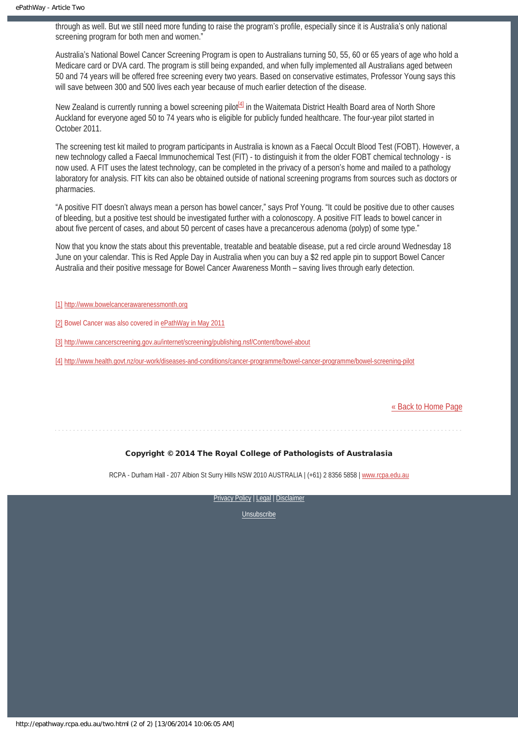through as well. But we still need more funding to raise the program's profile, especially since it is Australia's only national screening program for both men and women."

Australia's National Bowel Cancer Screening Program is open to Australians turning 50, 55, 60 or 65 years of age who hold a Medicare card or DVA card. The program is still being expanded, and when fully implemented all Australians aged between 50 and 74 years will be offered free screening every two years. Based on conservative estimates, Professor Young says this will save between 300 and 500 lives each year because of much earlier detection of the disease.

New Zealand is currently running a bowel screening pilot[4] in the Waitemata District Health Board area of North Shore Auckland for everyone aged 50 to 74 years who is eligible for publicly funded healthcare. The four-year pilot started in October 2011.

The screening test kit mailed to program participants in Australia is known as a Faecal Occult Blood Test (FOBT). However, a new technology called a Faecal Immunochemical Test (FIT) - to distinguish it from the older FOBT chemical technology - is now used. A FIT uses the latest technology, can be completed in the privacy of a person's home and mailed to a pathology laboratory for analysis. FIT kits can also be obtained outside of national screening programs from sources such as doctors or pharmacies.

"A positive FIT doesn't always mean a person has bowel cancer," says Prof Young. "It could be positive due to other causes of bleeding, but a positive test should be investigated further with a colonoscopy. A positive FIT leads to bowel cancer in about five percent of cases, and about 50 percent of cases have a precancerous adenoma (polyp) of some type."

Now that you know the stats about this preventable, treatable and beatable disease, put a red circle around Wednesday 18 June on your calendar. This is Red Apple Day in Australia when you can buy a $2 red apple pin to support Bowel Cancer Australia and their positive message for Bowel Cancer Awareness Month – saving lives through early detection.

[1] http://www.bowelcancerawarenessmonth.org

[2] Bowel Cancer was also covered in ePathWay in May 2011

[3] http://www.cancerscreening.gov.au/internet/screening/publishing.nsf/Content/bowel-about

[4] http://www.health.govt.nz/our-work/diseases-and-conditions/cancer-programme/bowel-cancer-programme/bowel-screening-pilot

« Back to Home Page

**Copyright © 2014 The Royal College of Pathologists of Australasia**

RCPA - Durham Hall - 207 Albion St Surry Hills NSW 2010 AUSTRALIA | (+61) 2 8356 5858 | www.rcpa.edu.au

Privacy Policy | Legal | Disclaimer

Unsubscribe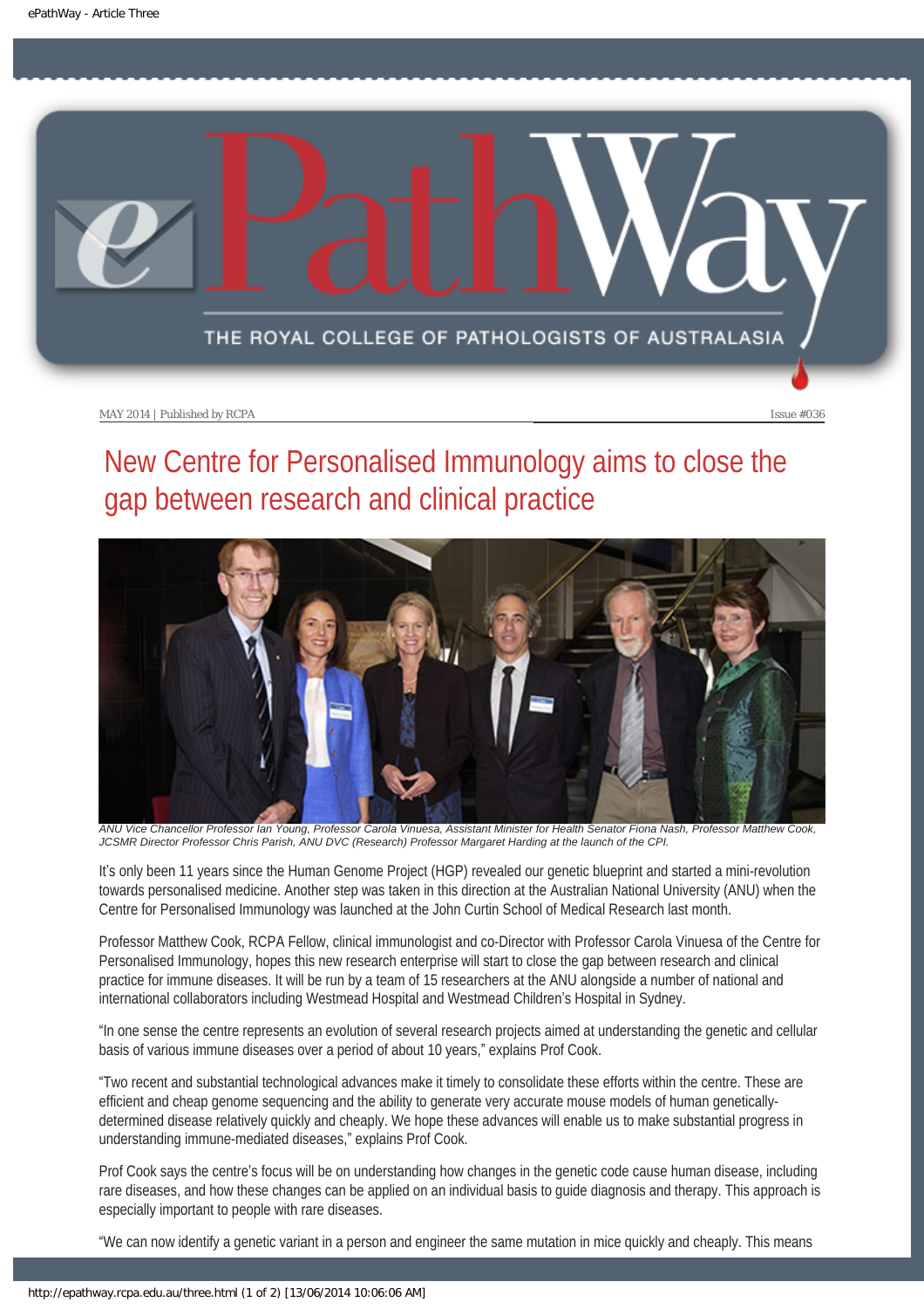MAY 2014 | Published by RCPA

Issue #036

# New Centre for Personalised Immunology aims to close the gap between research and clinical practice

*ANU Vice Chancellor Professor Ian Young, Professor Carola Vinuesa, Assistant Minister for Health Senator Fiona Nash, Professor Matthew Cook, JCSMR Director Professor Chris Parish, ANU DVC (Research) Professor Margaret Harding at the launch of the CPI.*

It's only been 11 years since the Human Genome Project (HGP) revealed our genetic blueprint and started a mini-revolution towards personalised medicine. Another step was taken in this direction at the Australian National University (ANU) when the Centre for Personalised Immunology was launched at the John Curtin School of Medical Research last month.

Professor Matthew Cook, RCPA Fellow, clinical immunologist and co-Director with Professor Carola Vinuesa of the Centre for Personalised Immunology, hopes this new research enterprise will start to close the gap between research and clinical practice for immune diseases. It will be run by a team of 15 researchers at the ANU alongside a number of national and international collaborators including Westmead Hospital and Westmead Children's Hospital in Sydney.

"In one sense the centre represents an evolution of several research projects aimed at understanding the genetic and cellular basis of various immune diseases over a period of about 10 years," explains Prof Cook.

"Two recent and substantial technological advances make it timely to consolidate these efforts within the centre. These are efficient and cheap genome sequencing and the ability to generate very accurate mouse models of human genetically-determined disease relatively quickly and cheaply. We hope these advances will enable us to make substantial progress in understanding immune-mediated diseases," explains Prof Cook.

Prof Cook says the centre's focus will be on understanding how changes in the genetic code cause human disease, including rare diseases, and how these changes can be applied on an individual basis to guide diagnosis and therapy. This approach is especially important to people with rare diseases.

"We can now identify a genetic variant in a person and engineer the same mutation in mice quickly and cheaply. This means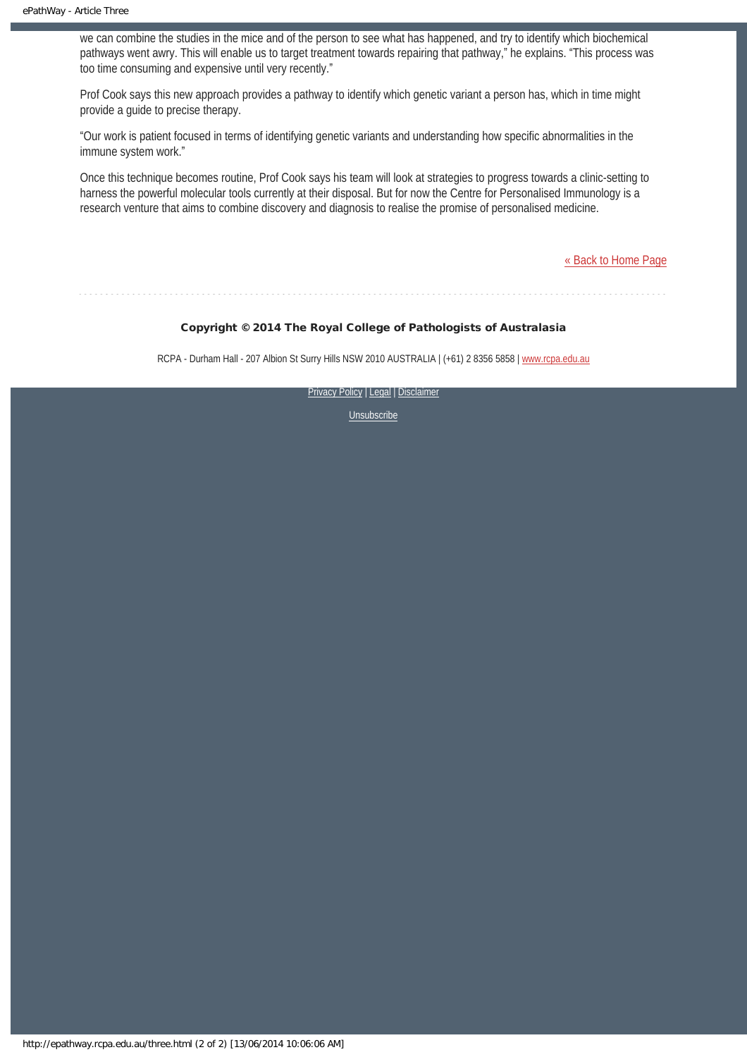we can combine the studies in the mice and of the person to see what has happened, and try to identify which biochemical pathways went awry. This will enable us to target treatment towards repairing that pathway," he explains. "This process was too time consuming and expensive until very recently."

Prof Cook says this new approach provides a pathway to identify which genetic variant a person has, which in time might provide a guide to precise therapy.

"Our work is patient focused in terms of identifying genetic variants and understanding how specific abnormalities in the immune system work."

Once this technique becomes routine, Prof Cook says his team will look at strategies to progress towards a clinic-setting to harness the powerful molecular tools currently at their disposal. But for now the Centre for Personalised Immunology is a research venture that aims to combine discovery and diagnosis to realise the promise of personalised medicine.

« Back to Home Page

**Copyright © 2014 The Royal College of Pathologists of Australasia**

RCPA - Durham Hall - 207 Albion St Surry Hills NSW 2010 AUSTRALIA | (+61) 2 8356 5858 | www.rcpa.edu.au

Privacy Policy | Legal | Disclaimer

Unsubscribe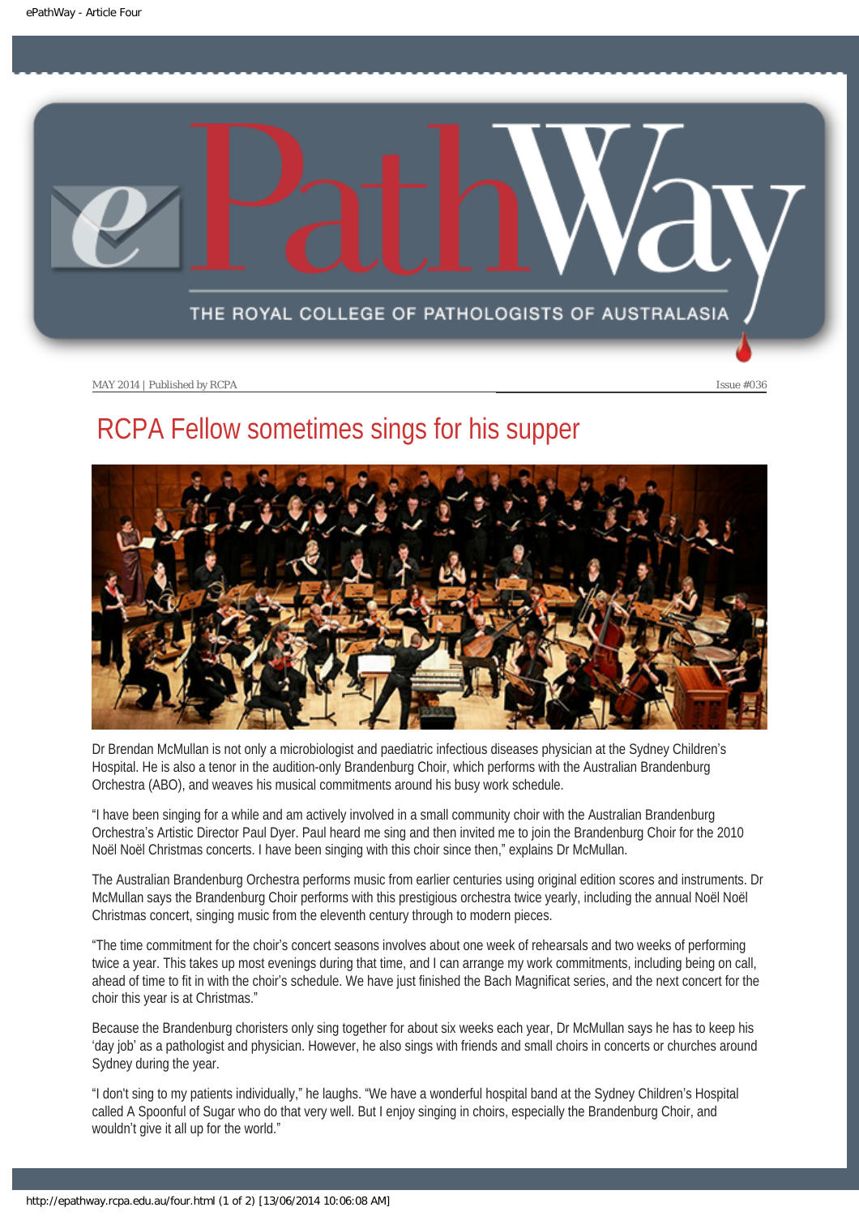MAY 2014 | Published by RCPA Issue #036

# RCPA Fellow sometimes sings for his supper

Dr Brendan McMullan is not only a microbiologist and paediatric infectious diseases physician at the Sydney Children's Hospital. He is also a tenor in the audition-only Brandenburg Choir, which performs with the Australian Brandenburg Orchestra (ABO), and weaves his musical commitments around his busy work schedule.

"I have been singing for a while and am actively involved in a small community choir with the Australian Brandenburg Orchestra's Artistic Director Paul Dyer. Paul heard me sing and then invited me to join the Brandenburg Choir for the 2010 Noël Noël Christmas concerts. I have been singing with this choir since then," explains Dr McMullan.

The Australian Brandenburg Orchestra performs music from earlier centuries using original edition scores and instruments. Dr McMullan says the Brandenburg Choir performs with this prestigious orchestra twice yearly, including the annual Noël Noël Christmas concert, singing music from the eleventh century through to modern pieces.

"The time commitment for the choir's concert seasons involves about one week of rehearsals and two weeks of performing twice a year. This takes up most evenings during that time, and I can arrange my work commitments, including being on call, ahead of time to fit in with the choir's schedule. We have just finished the Bach Magnificat series, and the next concert for the choir this year is at Christmas."

Because the Brandenburg choristers only sing together for about six weeks each year, Dr McMullan says he has to keep his 'day job' as a pathologist and physician. However, he also sings with friends and small choirs in concerts or churches around Sydney during the year.

"I don't sing to my patients individually," he laughs. "We have a wonderful hospital band at the Sydney Children's Hospital called A Spoonful of Sugar who do that very well. But I enjoy singing in choirs, especially the Brandenburg Choir, and wouldn't give it all up for the world."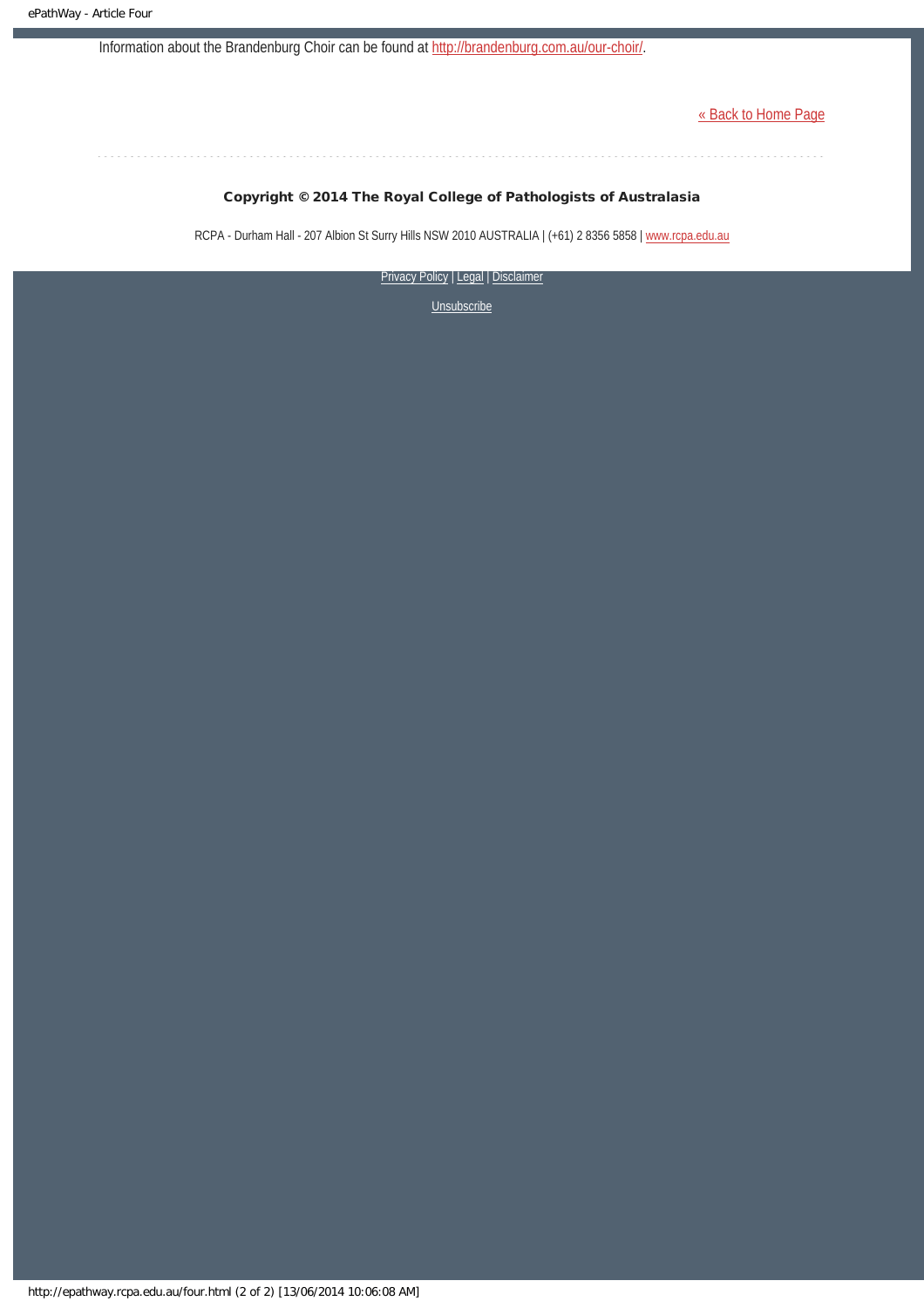Information about the Brandenburg Choir can be found at http://brandenburg.com.au/our-choir/.

« Back to Home Page

**Copyright © 2014 The Royal College of Pathologists of Australasia**

RCPA - Durham Hall - 207 Albion St Surry Hills NSW 2010 AUSTRALIA | (+61) 2 8356 5858 | www.rcpa.edu.au

Privacy Policy | Legal | Disclaimer

Unsubscribe